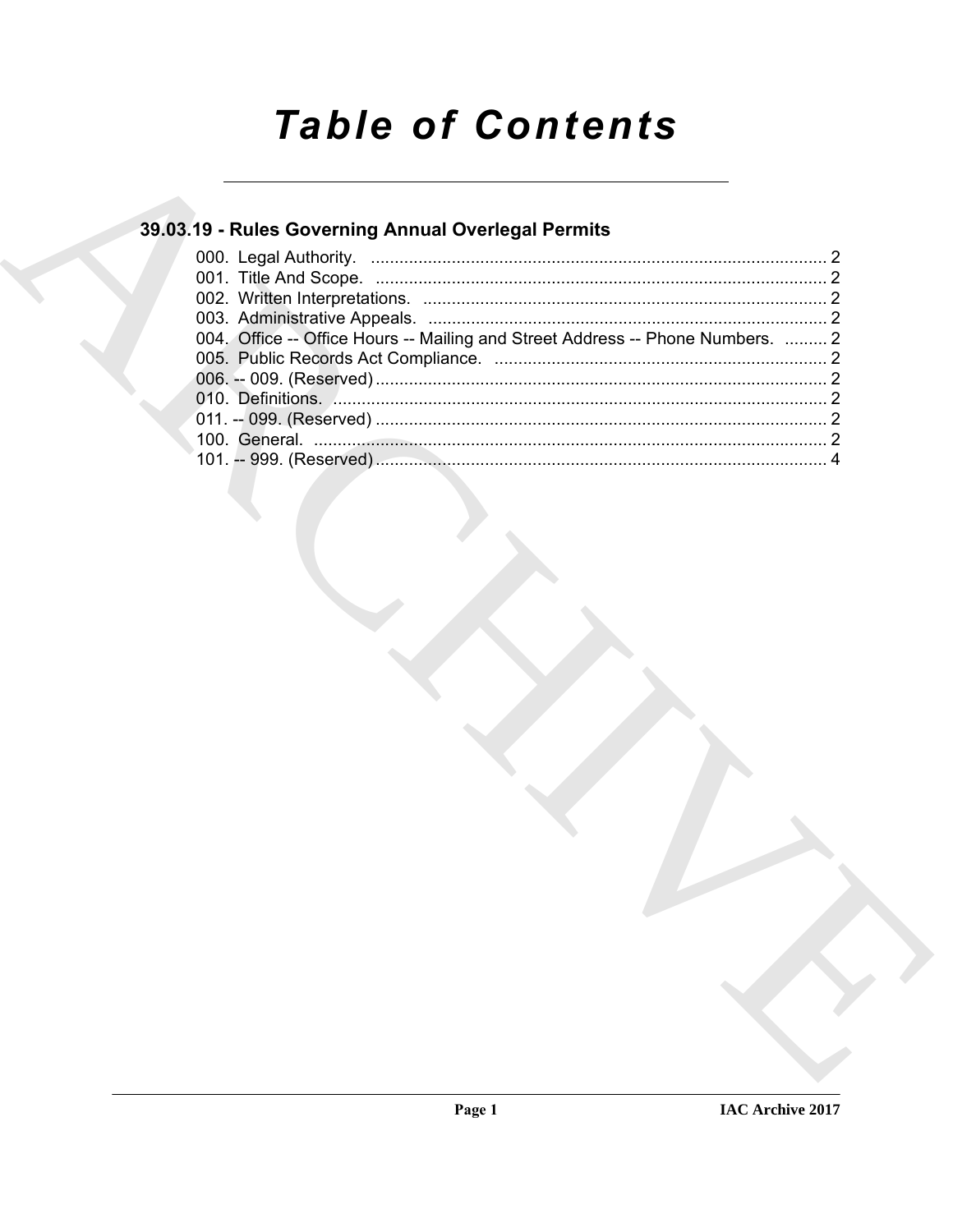# Table of Contents

## 39.03.19 - Rules Governing Annual Overlegal Permits

000. Legal Authority. ........................................................................................ 2
001. Title And Scope. ........................................................................................ 2
002. Written Interpretations. ........................................................................................ 2
003. Administrative Appeals. ........................................................................................ 2
004. Office -- Office Hours -- Mailing and Street Address -- Phone Numbers. ......... 2
005. Public Records Act Compliance. ........................................................................................ 2
006. -- 009. (Reserved) ........................................................................................ 2
010. Definitions. ........................................................................................ 2
011. -- 099. (Reserved) ........................................................................................ 2
100. General. ........................................................................................ 2
101. -- 999. (Reserved) ........................................................................................ 4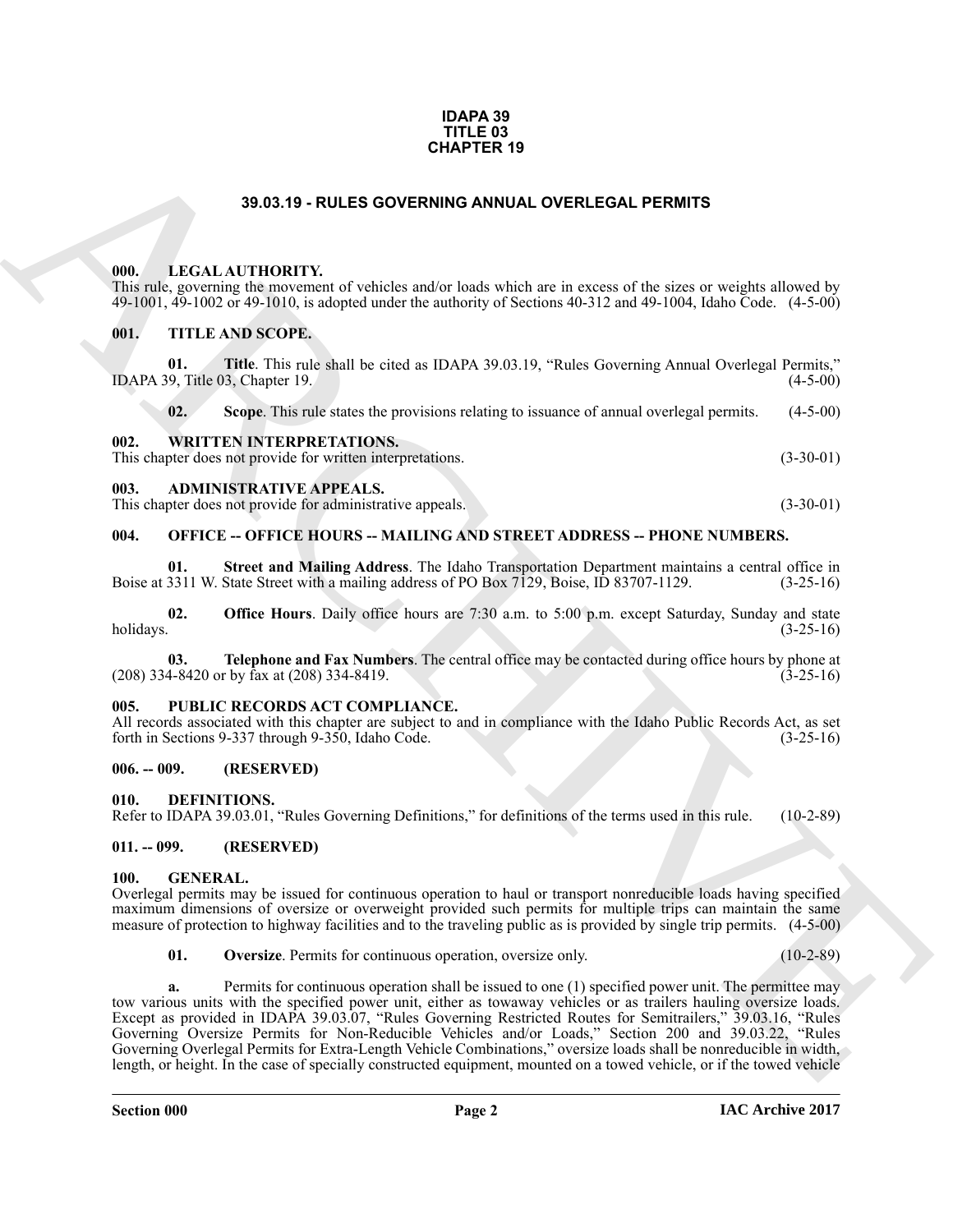# IDAPA 39
# TITLE 03
# CHAPTER 19

## 39.03.19 - RULES GOVERNING ANNUAL OVERLEGAL PERMITS

### 000. LEGAL AUTHORITY.

This rule, governing the movement of vehicles and/or loads which are in excess of the sizes or weights allowed by 49-1001, 49-1002 or 49-1010, is adopted under the authority of Sections 40-312 and 49-1004, Idaho Code. (4-5-00)

### 001. TITLE AND SCOPE.

**01. Title**. This rule shall be cited as IDAPA 39.03.19, "Rules Governing Annual Overlegal Permits," IDAPA 39, Title 03, Chapter 19. (4-5-00)

**02. Scope**. This rule states the provisions relating to issuance of annual overlegal permits. (4-5-00)

### 002. WRITTEN INTERPRETATIONS.

This chapter does not provide for written interpretations. (3-30-01)

### 003. ADMINISTRATIVE APPEALS.

This chapter does not provide for administrative appeals. (3-30-01)

### 004. OFFICE -- OFFICE HOURS -- MAILING AND STREET ADDRESS -- PHONE NUMBERS.

**01. Street and Mailing Address**. The Idaho Transportation Department maintains a central office in Boise at 3311 W. State Street with a mailing address of PO Box 7129, Boise, ID 83707-1129. (3-25-16)

**02. Office Hours**. Daily office hours are 7:30 a.m. to 5:00 p.m. except Saturday, Sunday and state holidays. (3-25-16)

**03. Telephone and Fax Numbers**. The central office may be contacted during office hours by phone at (208) 334-8420 or by fax at (208) 334-8419. (3-25-16)

### 005. PUBLIC RECORDS ACT COMPLIANCE.

All records associated with this chapter are subject to and in compliance with the Idaho Public Records Act, as set forth in Sections 9-337 through 9-350, Idaho Code. (3-25-16)

### 006. -- 009. (RESERVED)

### 010. DEFINITIONS.

Refer to IDAPA 39.03.01, "Rules Governing Definitions," for definitions of the terms used in this rule. (10-2-89)

### 011. -- 099. (RESERVED)

### 100. GENERAL.

Overlegal permits may be issued for continuous operation to haul or transport nonreducible loads having specified maximum dimensions of oversize or overweight provided such permits for multiple trips can maintain the same measure of protection to highway facilities and to the traveling public as is provided by single trip permits. (4-5-00)

**01. Oversize**. Permits for continuous operation, oversize only. (10-2-89)

**a.** Permits for continuous operation shall be issued to one (1) specified power unit. The permittee may tow various units with the specified power unit, either as towaway vehicles or as trailers hauling oversize loads. Except as provided in IDAPA 39.03.07, "Rules Governing Restricted Routes for Semitrailers," 39.03.16, "Rules Governing Oversize Permits for Non-Reducible Vehicles and/or Loads," Section 200 and 39.03.22, "Rules Governing Overlegal Permits for Extra-Length Vehicle Combinations," oversize loads shall be nonreducible in width, length, or height. In the case of specially constructed equipment, mounted on a towed vehicle, or if the towed vehicle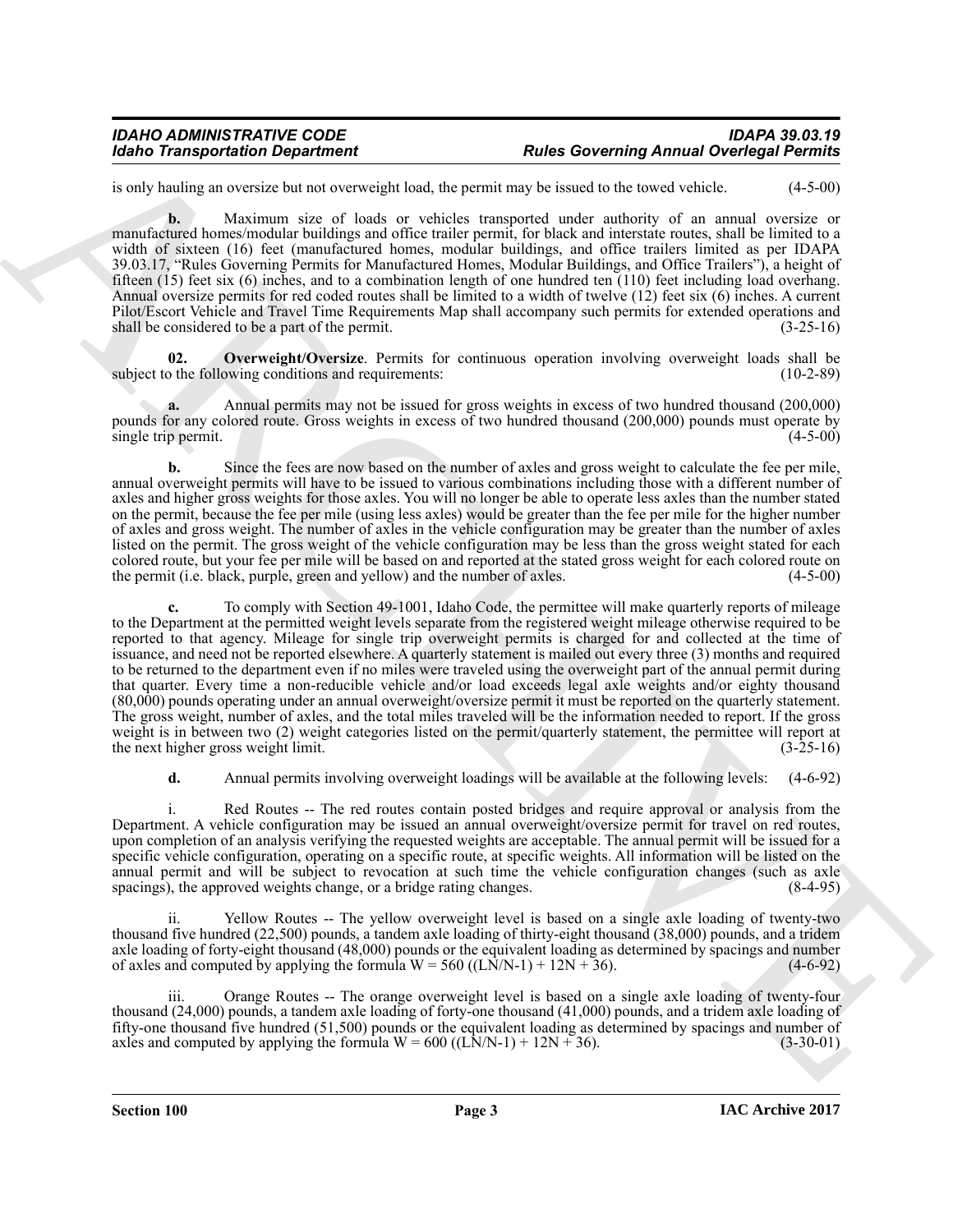is only hauling an oversize but not overweight load, the permit may be issued to the towed vehicle. (4-5-00)

**b.** Maximum size of loads or vehicles transported under authority of an annual oversize or manufactured homes/modular buildings and office trailer permit, for black and interstate routes, shall be limited to a width of sixteen (16) feet (manufactured homes, modular buildings, and office trailers limited as per IDAPA 39.03.17, "Rules Governing Permits for Manufactured Homes, Modular Buildings, and Office Trailers"), a height of fifteen (15) feet six (6) inches, and to a combination length of one hundred ten (110) feet including load overhang. Annual oversize permits for red coded routes shall be limited to a width of twelve (12) feet six (6) inches. A current Pilot/Escort Vehicle and Travel Time Requirements Map shall accompany such permits for extended operations and shall be considered to be a part of the permit. (3-25-16)

**02. Overweight/Oversize**. Permits for continuous operation involving overweight loads shall be subject to the following conditions and requirements: (10-2-89)

**a.** Annual permits may not be issued for gross weights in excess of two hundred thousand (200,000) pounds for any colored route. Gross weights in excess of two hundred thousand (200,000) pounds must operate by single trip permit. (4-5-00)

**b.** Since the fees are now based on the number of axles and gross weight to calculate the fee per mile, annual overweight permits will have to be issued to various combinations including those with a different number of axles and higher gross weights for those axles. You will no longer be able to operate less axles than the number stated on the permit, because the fee per mile (using less axles) would be greater than the fee per mile for the higher number of axles and gross weight. The number of axles in the vehicle configuration may be greater than the number of axles listed on the permit. The gross weight of the vehicle configuration may be less than the gross weight stated for each colored route, but your fee per mile will be based on and reported at the stated gross weight for each colored route on the permit (i.e. black, purple, green and yellow) and the number of axles. (4-5-00)

**c.** To comply with Section 49-1001, Idaho Code, the permittee will make quarterly reports of mileage to the Department at the permitted weight levels separate from the registered weight mileage otherwise required to be reported to that agency. Mileage for single trip overweight permits is charged for and collected at the time of issuance, and need not be reported elsewhere. A quarterly statement is mailed out every three (3) months and required to be returned to the department even if no miles were traveled using the overweight part of the annual permit during that quarter. Every time a non-reducible vehicle and/or load exceeds legal axle weights and/or eighty thousand (80,000) pounds operating under an annual overweight/oversize permit it must be reported on the quarterly statement. The gross weight, number of axles, and the total miles traveled will be the information needed to report. If the gross weight is in between two (2) weight categories listed on the permit/quarterly statement, the permittee will report at the next higher gross weight limit. (3-25-16)

**d.** Annual permits involving overweight loadings will be available at the following levels: (4-6-92)

i. Red Routes -- The red routes contain posted bridges and require approval or analysis from the Department. A vehicle configuration may be issued an annual overweight/oversize permit for travel on red routes, upon completion of an analysis verifying the requested weights are acceptable. The annual permit will be issued for a specific vehicle configuration, operating on a specific route, at specific weights. All information will be listed on the annual permit and will be subject to revocation at such time the vehicle configuration changes (such as axle spacings), the approved weights change, or a bridge rating changes. (8-4-95)

ii. Yellow Routes -- The yellow overweight level is based on a single axle loading of twenty-two thousand five hundred (22,500) pounds, a tandem axle loading of thirty-eight thousand (38,000) pounds, and a tridem axle loading of forty-eight thousand (48,000) pounds or the equivalent loading as determined by spacings and number of axles and computed by applying the formula $W = 560 ((LN/N-1) + 12N + 36)$. (4-6-92)

iii. Orange Routes -- The orange overweight level is based on a single axle loading of twenty-four thousand (24,000) pounds, a tandem axle loading of forty-one thousand (41,000) pounds, and a tridem axle loading of fifty-one thousand five hundred (51,500) pounds or the equivalent loading as determined by spacings and number of axles and computed by applying the formula $W = 600 ((LN/N-1) + 12N + 36)$. (3-30-01)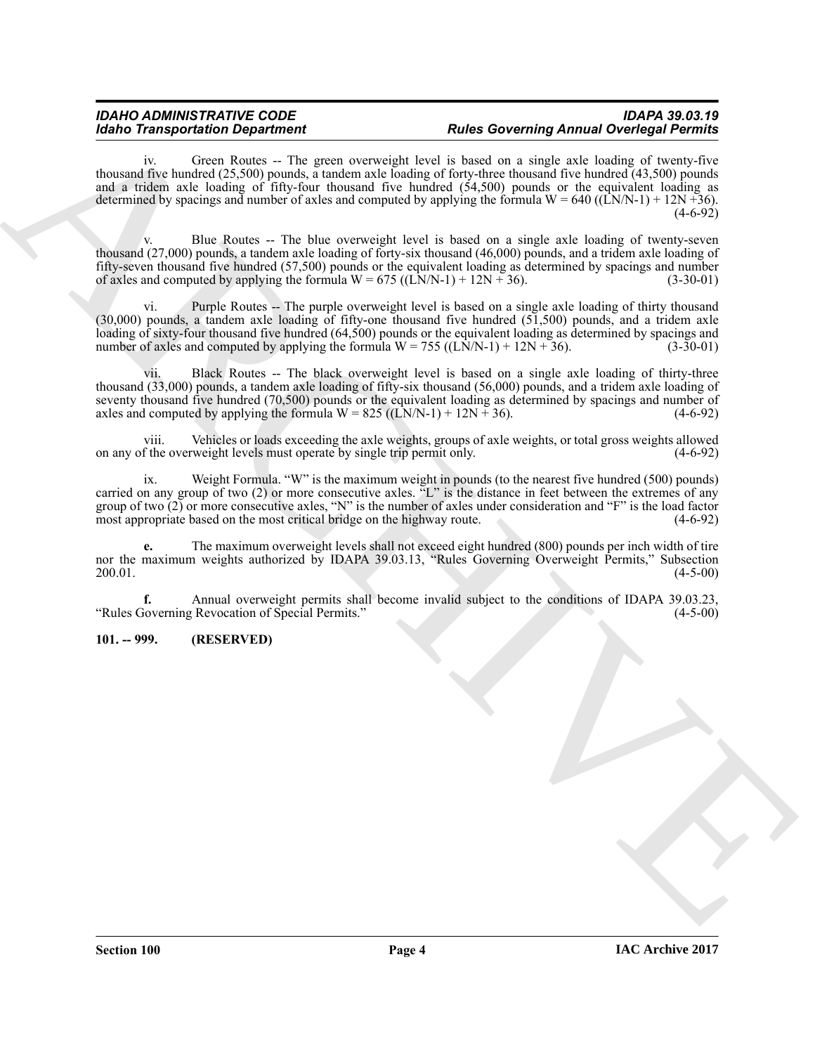iv. Green Routes -- The green overweight level is based on a single axle loading of twenty-five thousand five hundred (25,500) pounds, a tandem axle loading of forty-three thousand five hundred (43,500) pounds and a tridem axle loading of fifty-four thousand five hundred (54,500) pounds or the equivalent loading as determined by spacings and number of axles and computed by applying the formula $W = 640 ((LN/N-1) + 12N + 36)$. (4-6-92)

v. Blue Routes -- The blue overweight level is based on a single axle loading of twenty-seven thousand (27,000) pounds, a tandem axle loading of forty-six thousand (46,000) pounds, and a tridem axle loading of fifty-seven thousand five hundred (57,500) pounds or the equivalent loading as determined by spacings and number of axles and computed by applying the formula $W = 675 ((LN/N-1) + 12N + 36)$. (3-30-01)

vi. Purple Routes -- The purple overweight level is based on a single axle loading of thirty thousand (30,000) pounds, a tandem axle loading of fifty-one thousand five hundred (51,500) pounds, and a tridem axle loading of sixty-four thousand five hundred (64,500) pounds or the equivalent loading as determined by spacings and number of axles and computed by applying the formula $W = 755 ((LN/N-1) + 12N + 36)$. (3-30-01)

vii. Black Routes -- The black overweight level is based on a single axle loading of thirty-three thousand (33,000) pounds, a tandem axle loading of fifty-six thousand (56,000) pounds, and a tridem axle loading of seventy thousand five hundred (70,500) pounds or the equivalent loading as determined by spacings and number of axles and computed by applying the formula $W = 825 ((LN/N-1) + 12N + 36)$. (4-6-92)

viii. Vehicles or loads exceeding the axle weights, groups of axle weights, or total gross weights allowed on any of the overweight levels must operate by single trip permit only. (4-6-92)

ix. Weight Formula. "W" is the maximum weight in pounds (to the nearest five hundred (500) pounds) carried on any group of two (2) or more consecutive axles. "L" is the distance in feet between the extremes of any group of two (2) or more consecutive axles, "N" is the number of axles under consideration and "F" is the load factor most appropriate based on the most critical bridge on the highway route. (4-6-92)

**e.** The maximum overweight levels shall not exceed eight hundred (800) pounds per inch width of tire nor the maximum weights authorized by IDAPA 39.03.13, "Rules Governing Overweight Permits," Subsection 200.01. (4-5-00)

**f.** Annual overweight permits shall become invalid subject to the conditions of IDAPA 39.03.23, "Rules Governing Revocation of Special Permits." (4-5-00)

**101. -- 999. (RESERVED)**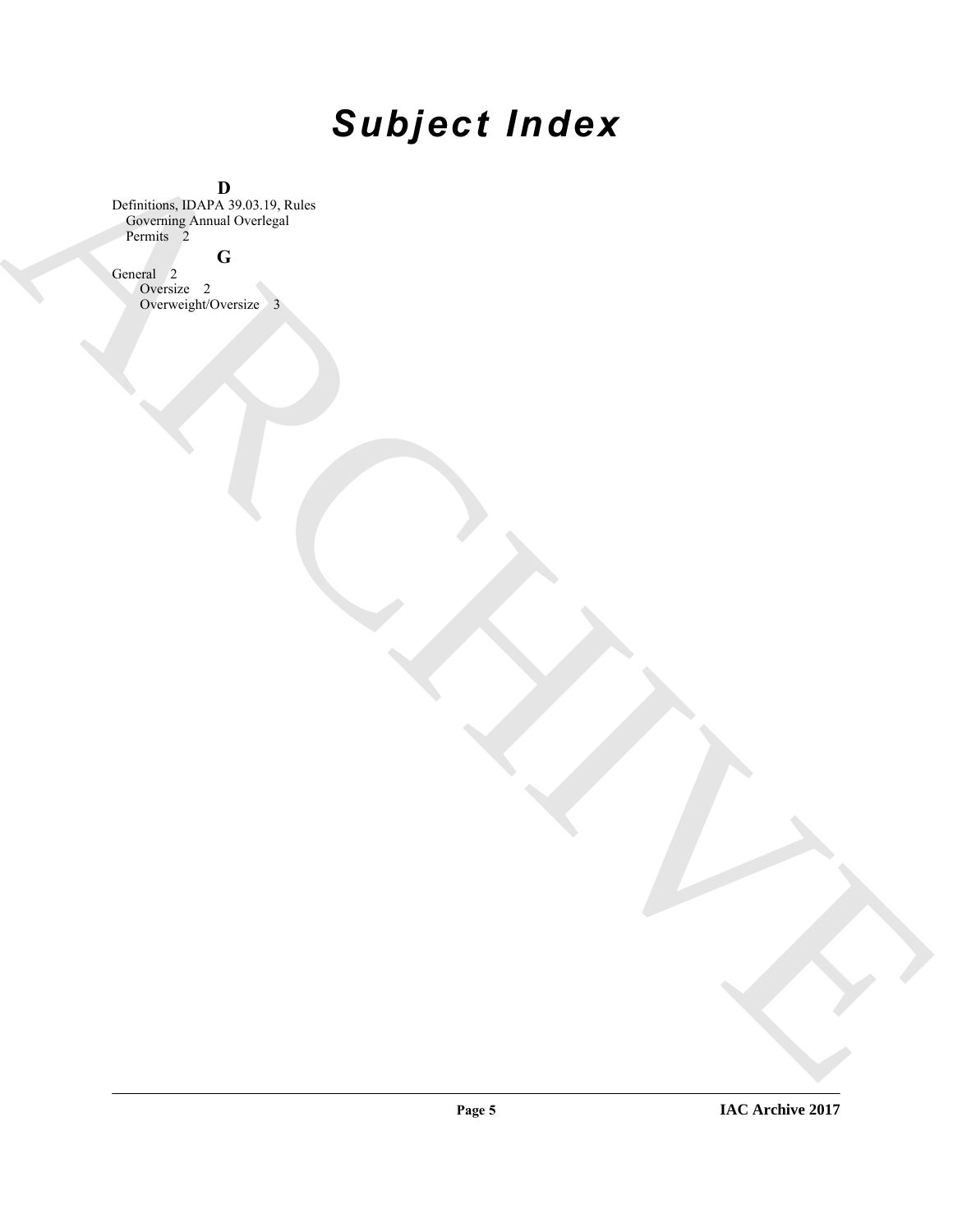# *Subject Index*

**D**

Definitions, IDAPA 39.03.19, Rules Governing Annual Overlegal Permits 2

**G**

General 2
- Oversize 2
- Overweight/Oversize 3